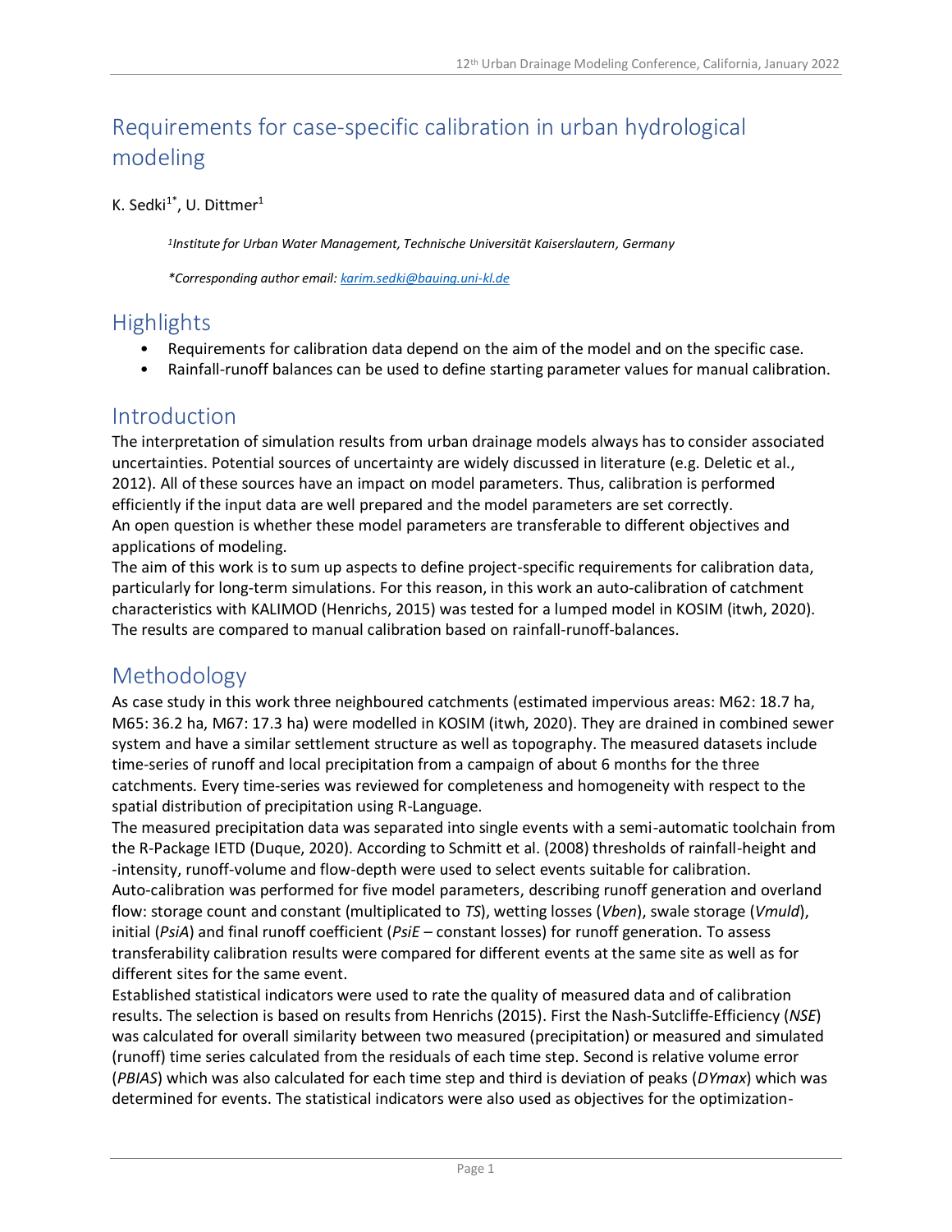# Requirements for case-specific calibration in urban hydrological modeling

K. Sedki[1*], U. Dittmer[1]

*[1]Institute for Urban Water Management, Technische Universität Kaiserslautern, Germany*

*\*Corresponding author email: karim.sedki@bauing.uni-kl.de*

## Highlights

- Requirements for calibration data depend on the aim of the model and on the specific case.
- Rainfall-runoff balances can be used to define starting parameter values for manual calibration.

## Introduction

The interpretation of simulation results from urban drainage models always has to consider associated uncertainties. Potential sources of uncertainty are widely discussed in literature (e.g. Deletic et al., 2012). All of these sources have an impact on model parameters. Thus, calibration is performed efficiently if the input data are well prepared and the model parameters are set correctly.
An open question is whether these model parameters are transferable to different objectives and applications of modeling.
The aim of this work is to sum up aspects to define project-specific requirements for calibration data, particularly for long-term simulations. For this reason, in this work an auto-calibration of catchment characteristics with KALIMOD (Henrichs, 2015) was tested for a lumped model in KOSIM (itwh, 2020). The results are compared to manual calibration based on rainfall-runoff-balances.

## Methodology

As case study in this work three neighboured catchments (estimated impervious areas: M62: 18.7 ha, M65: 36.2 ha, M67: 17.3 ha) were modelled in KOSIM (itwh, 2020). They are drained in combined sewer system and have a similar settlement structure as well as topography. The measured datasets include time-series of runoff and local precipitation from a campaign of about 6 months for the three catchments. Every time-series was reviewed for completeness and homogeneity with respect to the spatial distribution of precipitation using R-Language.
The measured precipitation data was separated into single events with a semi-automatic toolchain from the R-Package IETD (Duque, 2020). According to Schmitt et al. (2008) thresholds of rainfall-height and -intensity, runoff-volume and flow-depth were used to select events suitable for calibration.
Auto-calibration was performed for five model parameters, describing runoff generation and overland flow: storage count and constant (multiplicated to *TS*), wetting losses (*Vben*), swale storage (*Vmuld*), initial (*PsiA*) and final runoff coefficient (*PsiE* – constant losses) for runoff generation. To assess transferability calibration results were compared for different events at the same site as well as for different sites for the same event.
Established statistical indicators were used to rate the quality of measured data and of calibration results. The selection is based on results from Henrichs (2015). First the Nash-Sutcliffe-Efficiency (*NSE*) was calculated for overall similarity between two measured (precipitation) or measured and simulated (runoff) time series calculated from the residuals of each time step. Second is relative volume error (*PBIAS*) which was also calculated for each time step and third is deviation of peaks (*DYmax*) which was determined for events. The statistical indicators were also used as objectives for the optimization-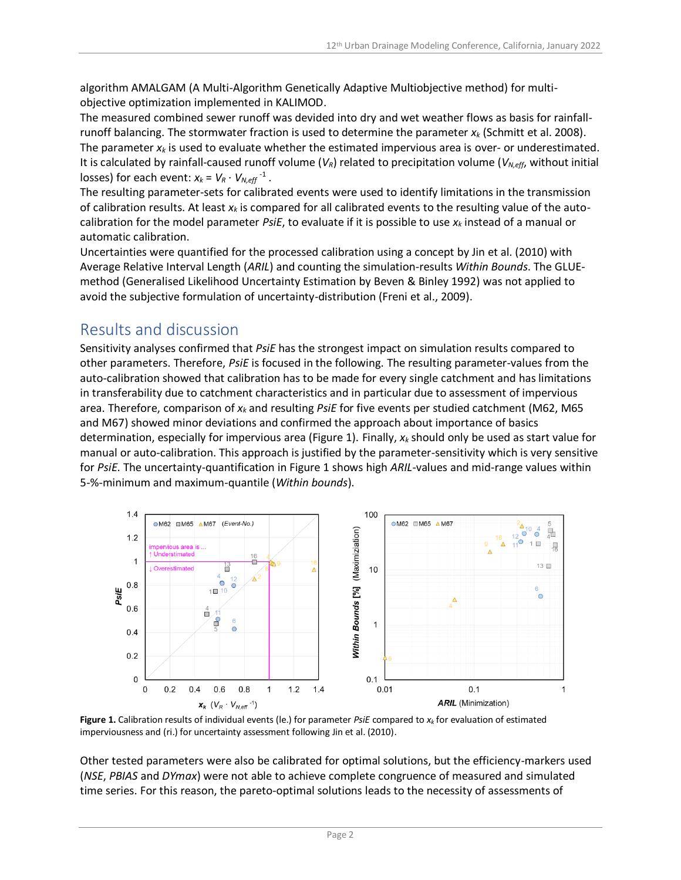algorithm AMALGAM (A Multi-Algorithm Genetically Adaptive Multiobjective method) for multi-objective optimization implemented in KALIMOD.
The measured combined sewer runoff was devided into dry and wet weather flows as basis for rainfall-runoff balancing. The stormwater fraction is used to determine the parameter $x_k$ (Schmitt et al. 2008). The parameter $x_k$ is used to evaluate whether the estimated impervious area is over- or underestimated. It is calculated by rainfall-caused runoff volume ($V_R$) related to precipitation volume ($V_{N,eff}$, without initial losses) for each event: $x_k = V_R \cdot V_{N,eff}^{-1}$.
The resulting parameter-sets for calibrated events were used to identify limitations in the transmission of calibration results. At least $x_k$ is compared for all calibrated events to the resulting value of the auto-calibration for the model parameter *PsiE*, to evaluate if it is possible to use $x_k$ instead of a manual or automatic calibration.
Uncertainties were quantified for the processed calibration using a concept by Jin et al. (2010) with Average Relative Interval Length (*ARIL*) and counting the simulation-results *Within Bounds*. The GLUE-method (Generalised Likelihood Uncertainty Estimation by Beven & Binley 1992) was not applied to avoid the subjective formulation of uncertainty-distribution (Freni et al., 2009).

## Results and discussion

Sensitivity analyses confirmed that *PsiE* has the strongest impact on simulation results compared to other parameters. Therefore, *PsiE* is focused in the following. The resulting parameter-values from the auto-calibration showed that calibration has to be made for every single catchment and has limitations in transferability due to catchment characteristics and in particular due to assessment of impervious area. Therefore, comparison of $x_k$ and resulting *PsiE* for five events per studied catchment (M62, M65 and M67) showed minor deviations and confirmed the approach about importance of basics determination, especially for impervious area (Figure 1). Finally, $x_k$ should only be used as start value for manual or auto-calibration. This approach is justified by the parameter-sensitivity which is very sensitive for *PsiE*. The uncertainty-quantification in Figure 1 shows high *ARIL*-values and mid-range values within 5-%-minimum and maximum-quantile (*Within bounds*).

**Figure 1.** Calibration results of individual events (le.) for parameter *PsiE* compared to $x_k$ for evaluation of estimated imperviousness and (ri.) for uncertainty assessment following Jin et al. (2010).

Other tested parameters were also be calibrated for optimal solutions, but the efficiency-markers used (*NSE*, *PBIAS* and *DYmax*) were not able to achieve complete congruence of measured and simulated time series. For this reason, the pareto-optimal solutions leads to the necessity of assessments of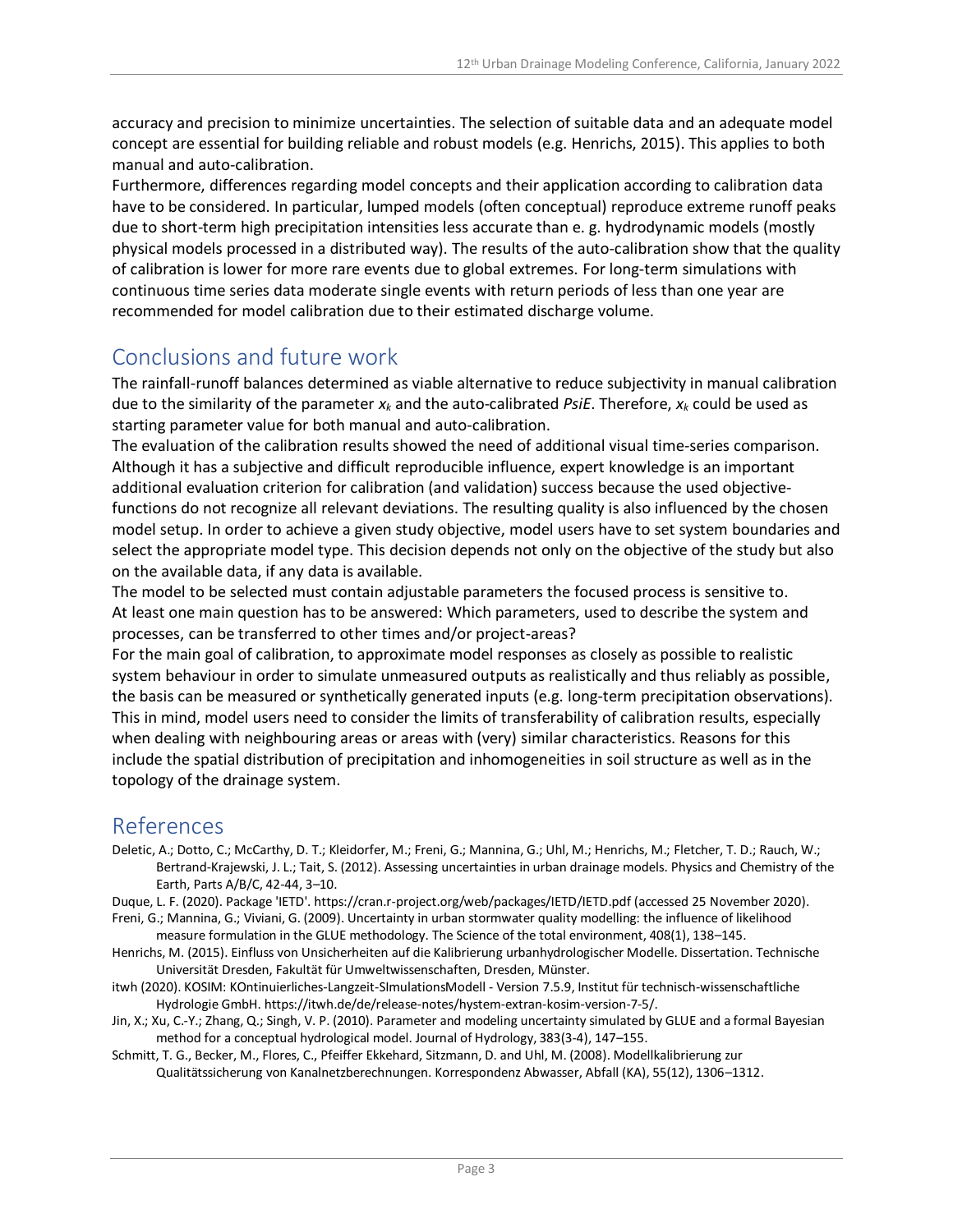accuracy and precision to minimize uncertainties. The selection of suitable data and an adequate model concept are essential for building reliable and robust models (e.g. Henrichs, 2015). This applies to both manual and auto-calibration.

Furthermore, differences regarding model concepts and their application according to calibration data have to be considered. In particular, lumped models (often conceptual) reproduce extreme runoff peaks due to short-term high precipitation intensities less accurate than e. g. hydrodynamic models (mostly physical models processed in a distributed way). The results of the auto-calibration show that the quality of calibration is lower for more rare events due to global extremes. For long-term simulations with continuous time series data moderate single events with return periods of less than one year are recommended for model calibration due to their estimated discharge volume.

## Conclusions and future work

The rainfall-runoff balances determined as viable alternative to reduce subjectivity in manual calibration due to the similarity of the parameter $x_k$ and the auto-calibrated *PsiE*. Therefore, $x_k$ could be used as starting parameter value for both manual and auto-calibration.

The evaluation of the calibration results showed the need of additional visual time-series comparison. Although it has a subjective and difficult reproducible influence, expert knowledge is an important additional evaluation criterion for calibration (and validation) success because the used objective-functions do not recognize all relevant deviations. The resulting quality is also influenced by the chosen model setup. In order to achieve a given study objective, model users have to set system boundaries and select the appropriate model type. This decision depends not only on the objective of the study but also on the available data, if any data is available.

The model to be selected must contain adjustable parameters the focused process is sensitive to.

At least one main question has to be answered: Which parameters, used to describe the system and processes, can be transferred to other times and/or project-areas?

For the main goal of calibration, to approximate model responses as closely as possible to realistic system behaviour in order to simulate unmeasured outputs as realistically and thus reliably as possible, the basis can be measured or synthetically generated inputs (e.g. long-term precipitation observations). This in mind, model users need to consider the limits of transferability of calibration results, especially when dealing with neighbouring areas or areas with (very) similar characteristics. Reasons for this include the spatial distribution of precipitation and inhomogeneities in soil structure as well as in the topology of the drainage system.

## References

Deletic, A.; Dotto, C.; McCarthy, D. T.; Kleidorfer, M.; Freni, G.; Mannina, G.; Uhl, M.; Henrichs, M.; Fletcher, T. D.; Rauch, W.; Bertrand-Krajewski, J. L.; Tait, S. (2012). Assessing uncertainties in urban drainage models. Physics and Chemistry of the Earth, Parts A/B/C, 42-44, 3–10.

Duque, L. F. (2020). Package 'IETD'. https://cran.r-project.org/web/packages/IETD/IETD.pdf (accessed 25 November 2020).

Freni, G.; Mannina, G.; Viviani, G. (2009). Uncertainty in urban stormwater quality modelling: the influence of likelihood measure formulation in the GLUE methodology. The Science of the total environment, 408(1), 138–145.

Henrichs, M. (2015). Einfluss von Unsicherheiten auf die Kalibrierung urbanhydrologischer Modelle. Dissertation. Technische Universität Dresden, Fakultät für Umweltwissenschaften, Dresden, Münster.

itwh (2020). KOSIM: KOntinuierliches-Langzeit-SImulationsModell - Version 7.5.9, Institut für technisch-wissenschaftliche Hydrologie GmbH. https://itwh.de/de/release-notes/hystem-extran-kosim-version-7-5/.

Jin, X.; Xu, C.-Y.; Zhang, Q.; Singh, V. P. (2010). Parameter and modeling uncertainty simulated by GLUE and a formal Bayesian method for a conceptual hydrological model. Journal of Hydrology, 383(3-4), 147–155.

Schmitt, T. G., Becker, M., Flores, C., Pfeiffer Ekkehard, Sitzmann, D. and Uhl, M. (2008). Modellkalibrierung zur Qualitätssicherung von Kanalnetzberechnungen. Korrespondenz Abwasser, Abfall (KA), 55(12), 1306–1312.